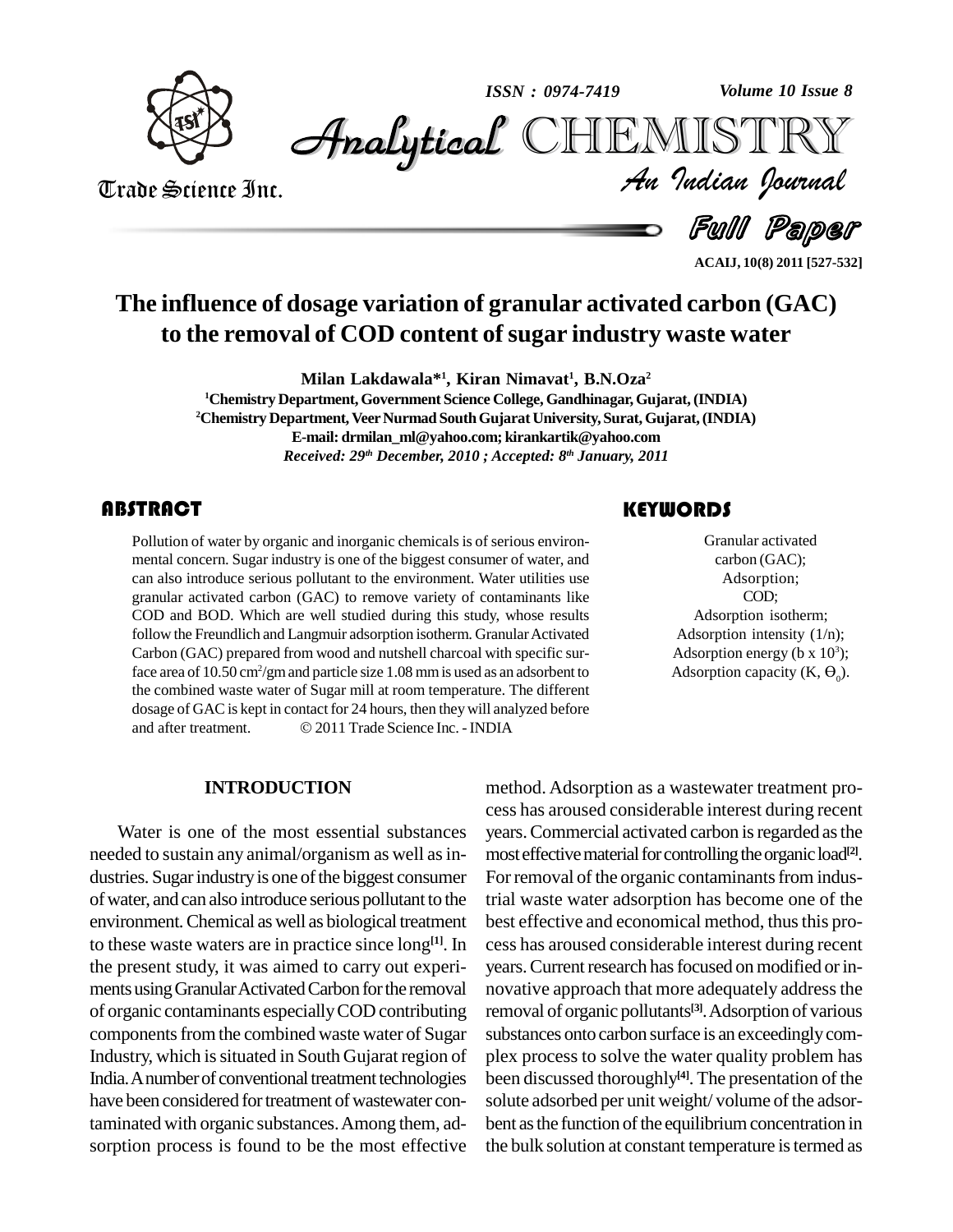# The influence of dosage variation of granular activated carbon (GAC) to the removal of COD content of sugar industry waste water

**Milan Lakdawala*[1], Kiran Nimavat[1], B.N.Oza[2]**

[1]Chemistry Department, Government Science College, Gandhinagar, Gujarat, (INDIA)

[2]Chemistry Department, Veer Nurmad South Gujarat University, Surat, Gujarat, (INDIA)

E-mail: drmilan_ml@yahoo.com; kirankartik@yahoo.com

*Received: 29th December, 2010 ; Accepted: 8th January, 2011*

## ABSTRACT

Pollution of water by organic and inorganic chemicals is of serious environmental concern. Sugar industry is one of the biggest consumer of water, and can also introduce serious pollutant to the environment. Water utilities use granular activated carbon (GAC) to remove variety of contaminants like COD and BOD. Which are well studied during this study, whose results follow the Freundlich and Langmuir adsorption isotherm. Granular Activated Carbon (GAC) prepared from wood and nutshell charcoal with specific surface area of 10.50 $cm^2$/gm and particle size 1.08 mm is used as an adsorbent to the combined waste water of Sugar mill at room temperature. The different dosage of GAC is kept in contact for 24 hours, then they will analyzed before and after treatment. © 2011 Trade Science Inc. - INDIA

## KEYWORDS

Granular activated carbon (GAC);
Adsorption;
COD;
Adsorption isotherm;
Adsorption intensity (1/n);
Adsorption energy (b x $10^3$);
Adsorption capacity (K, $\Theta_0$).

## INTRODUCTION

Water is one of the most essential substances needed to sustain any animal/organism as well as industries. Sugar industry is one of the biggest consumer of water, and can also introduce serious pollutant to the environment. Chemical as well as biological treatment to these waste waters are in practice since long[1]. In the present study, it was aimed to carry out experiments using Granular Activated Carbon for the removal of organic contaminants especially COD contributing components from the combined waste water of Sugar Industry, which is situated in South Gujarat region of India. A number of conventional treatment technologies have been considered for treatment of wastewater contaminated with organic substances. Among them, adsorption process is found to be the most effective method. Adsorption as a wastewater treatment process has aroused considerable interest during recent years. Commercial activated carbon is regarded as the most effective material for controlling the organic load[2]. For removal of the organic contaminants from industrial waste water adsorption has become one of the best effective and economical method, thus this process has aroused considerable interest during recent years. Current research has focused on modified or innovative approach that more adequately address the removal of organic pollutants[3]. Adsorption of various substances onto carbon surface is an exceedingly complex process to solve the water quality problem has been discussed thoroughly[4]. The presentation of the solute adsorbed per unit weight/ volume of the adsorbent as the function of the equilibrium concentration in the bulk solution at constant temperature is termed as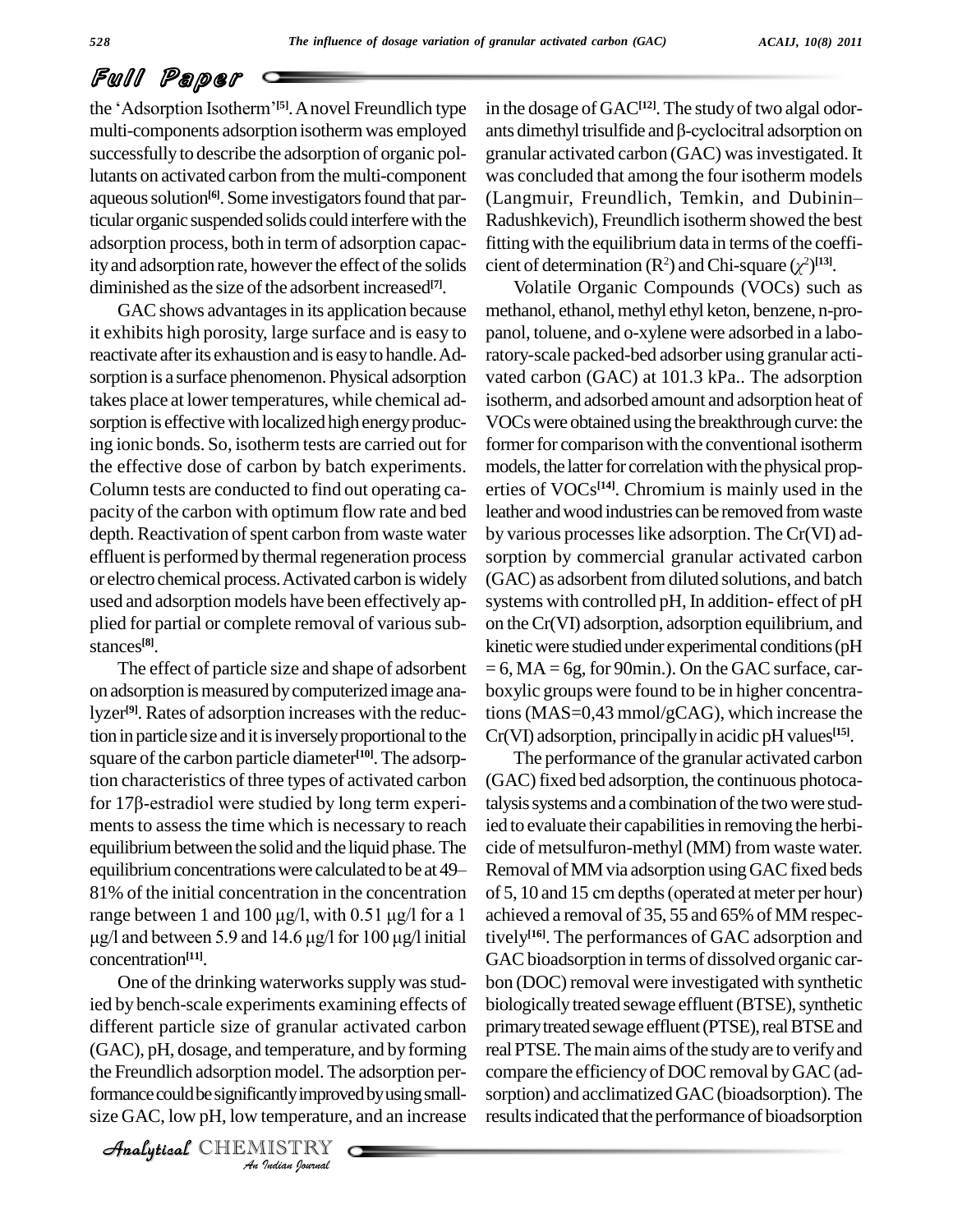the 'Adsorption Isotherm'[5]. A novel Freundlich type multi-components adsorption isotherm was employed successfully to describe the adsorption of organic pollutants on activated carbon from the multi-component aqueous solution[6]. Some investigators found that particular organic suspended solids could interfere with the adsorption process, both in term of adsorption capacity and adsorption rate, however the effect of the solids diminished as the size of the adsorbent increased[7].

GAC shows advantages in its application because it exhibits high porosity, large surface and is easy to reactivate after its exhaustion and is easy to handle. Adsorption is a surface phenomenon. Physical adsorption takes place at lower temperatures, while chemical adsorption is effective with localized high energy producing ionic bonds. So, isotherm tests are carried out for the effective dose of carbon by batch experiments. Column tests are conducted to find out operating capacity of the carbon with optimum flow rate and bed depth. Reactivation of spent carbon from waste water effluent is performed by thermal regeneration process or electro chemical process. Activated carbon is widely used and adsorption models have been effectively applied for partial or complete removal of various substances[8].

The effect of particle size and shape of adsorbent on adsorption is measured by computerized image analyzer[9]. Rates of adsorption increases with the reduction in particle size and it is inversely proportional to the square of the carbon particle diameter[10]. The adsorption characteristics of three types of activated carbon for 17β-estradiol were studied by long term experiments to assess the time which is necessary to reach equilibrium between the solid and the liquid phase. The equilibrium concentrations were calculated to be at 49–81% of the initial concentration in the concentration range between 1 and 100 μg/l, with 0.51 μg/l for a 1 μg/l and between 5.9 and 14.6 μg/l for 100 μg/l initial concentration[11].

One of the drinking waterworks supply was studied by bench-scale experiments examining effects of different particle size of granular activated carbon (GAC), pH, dosage, and temperature, and by forming the Freundlich adsorption model. The adsorption performance could be significantly improved by using small-size GAC, low pH, low temperature, and an increase in the dosage of GAC[12]. The study of two algal odorants dimethyl trisulfide and β-cyclocitral adsorption on granular activated carbon (GAC) was investigated. It was concluded that among the four isotherm models (Langmuir, Freundlich, Temkin, and Dubinin–Radushkevich), Freundlich isotherm showed the best fitting with the equilibrium data in terms of the coefficient of determination ($R^2$) and Chi-square ($\chi^2$)[13].

Volatile Organic Compounds (VOCs) such as methanol, ethanol, methyl ethyl keton, benzene, n-propanol, toluene, and o-xylene were adsorbed in a laboratory-scale packed-bed adsorber using granular activated carbon (GAC) at 101.3 kPa.. The adsorption isotherm, and adsorbed amount and adsorption heat of VOCs were obtained using the breakthrough curve: the former for comparison with the conventional isotherm models, the latter for correlation with the physical properties of VOCs[14]. Chromium is mainly used in the leather and wood industries can be removed from waste by various processes like adsorption. The Cr(VI) adsorption by commercial granular activated carbon (GAC) as adsorbent from diluted solutions, and batch systems with controlled pH, In addition- effect of pH on the Cr(VI) adsorption, adsorption equilibrium, and kinetic were studied under experimental conditions (pH = 6, MA = 6g, for 90min.). On the GAC surface, carboxylic groups were found to be in higher concentrations (MAS=0,43 mmol/gCAG), which increase the Cr(VI) adsorption, principally in acidic pH values[15].

The performance of the granular activated carbon (GAC) fixed bed adsorption, the continuous photocatalysis systems and a combination of the two were studied to evaluate their capabilities in removing the herbicide of metsulfuron-methyl (MM) from waste water. Removal of MM via adsorption using GAC fixed beds of 5, 10 and 15 cm depths (operated at meter per hour) achieved a removal of 35, 55 and 65% of MM respectively[16]. The performances of GAC adsorption and GAC bioadsorption in terms of dissolved organic carbon (DOC) removal were investigated with synthetic biologically treated sewage effluent (BTSE), synthetic primary treated sewage effluent (PTSE), real BTSE and real PTSE. The main aims of the study are to verify and compare the efficiency of DOC removal by GAC (adsorption) and acclimatized GAC (bioadsorption). The results indicated that the performance of bioadsorption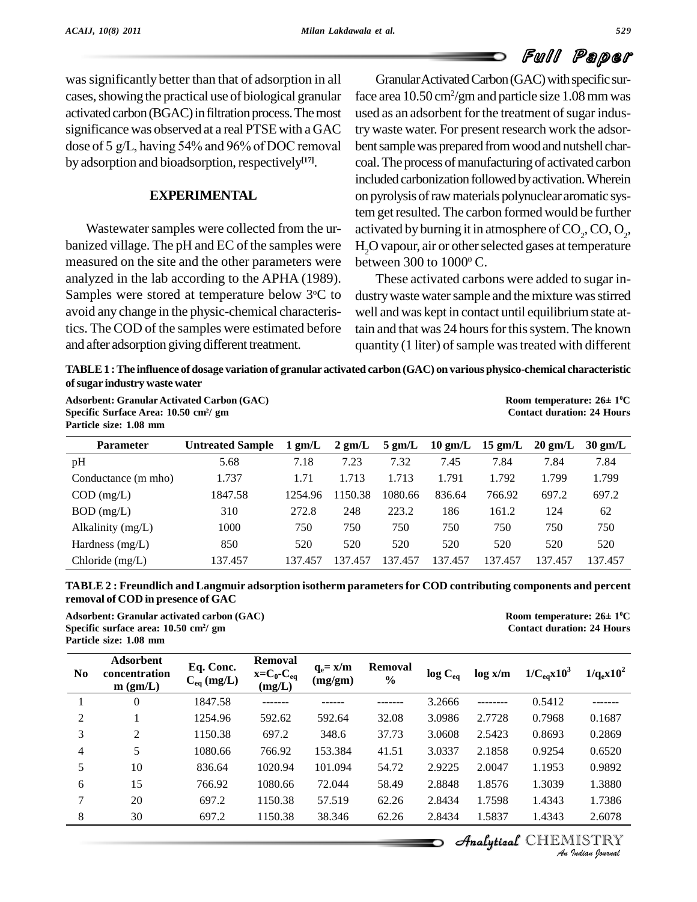was significantly better than that of adsorption in all cases, showing the practical use of biological granular activated carbon (BGAC) in filtration process. The most significance was observed at a real PTSE with a GAC dose of 5 g/L, having 54% and 96% of DOC removal by adsorption and bioadsorption, respectively[17].

## EXPERIMENTAL

Wastewater samples were collected from the urbanized village. The pH and EC of the samples were measured on the site and the other parameters were analyzed in the lab according to the APHA (1989). Samples were stored at temperature below 3°C to avoid any change in the physic-chemical characteristics. The COD of the samples were estimated before and after adsorption giving different treatment.

Granular Activated Carbon (GAC) with specific surface area 10.50 $cm^2$/gm and particle size 1.08 mm was used as an adsorbent for the treatment of sugar industry waste water. For present research work the adsorbent sample was prepared from wood and nutshell charcoal. The process of manufacturing of activated carbon included carbonization followed by activation. Wherein on pyrolysis of raw materials polynuclear aromatic system get resulted. The carbon formed would be further activated by burning it in atmosphere of $CO_2$, CO, $O_2$, $H_2O$ vapour, air or other selected gases at temperature between 300 to $1000^0$ C.

These activated carbons were added to sugar industry waste water sample and the mixture was stirred well and was kept in contact until equilibrium state attain and that was 24 hours for this system. The known quantity (1 liter) of sample was treated with different

**TABLE 1 : The influence of dosage variation of granular activated carbon (GAC) on various physico-chemical characteristic of sugar industry waste water**

**Adsorbent: Granular Activated Carbon (GAC)**
**Specific Surface Area: 10.50 $cm^2$/ gm**
**Particle size: 1.08 mm**
**Room temperature: 26± $1^0$C**
**Contact duration: 24 Hours**

| Parameter | Untreated Sample | 1 gm/L | 2 gm/L | 5 gm/L | 10 gm/L | 15 gm/L | 20 gm/L | 30 gm/L |
|---|---|---|---|---|---|---|---|---|
| pH | 5.68 | 7.18 | 7.23 | 7.32 | 7.45 | 7.84 | 7.84 | 7.84 |
| Conductance (m mho) | 1.737 | 1.71 | 1.713 | 1.713 | 1.791 | 1.792 | 1.799 | 1.799 |
| COD (mg/L) | 1847.58 | 1254.96 | 1150.38 | 1080.66 | 836.64 | 766.92 | 697.2 | 697.2 |
| BOD (mg/L) | 310 | 272.8 | 248 | 223.2 | 186 | 161.2 | 124 | 62 |
| Alkalinity (mg/L) | 1000 | 750 | 750 | 750 | 750 | 750 | 750 | 750 |
| Hardness (mg/L) | 850 | 520 | 520 | 520 | 520 | 520 | 520 | 520 |
| Chloride (mg/L) | 137.457 | 137.457 | 137.457 | 137.457 | 137.457 | 137.457 | 137.457 | 137.457 |

**TABLE 2 : Freundlich and Langmuir adsorption isotherm parameters for COD contributing components and percent removal of COD in presence of GAC**

**Adsorbent: Granular activated carbon (GAC)**
**Specific surface area: 10.50 $cm^2$/ gm**
**Particle size: 1.08 mm**
**Room temperature: 26± $1^0$C**
**Contact duration: 24 Hours**

| No | Adsorbent concentration m (gm/L) | Eq. Conc. $C_{eq}$ (mg/L) | Removal $x=C_0-C_{eq}$ (mg/L) | $q_e= x/m$ (mg/gm) | Removal % | log $C_{eq}$ | log x/m | $1/C_{eq}x10^3$ | $1/q_ex10^2$ |
|---|---|---|---|---|---|---|---|---|---|
| 1 | 0 | 1847.58 | ------- | ------ | ------- | 3.2666 | -------- | 0.5412 | ------- |
| 2 | 1 | 1254.96 | 592.62 | 592.64 | 32.08 | 3.0986 | 2.7728 | 0.7968 | 0.1687 |
| 3 | 2 | 1150.38 | 697.2 | 348.6 | 37.73 | 3.0608 | 2.5423 | 0.8693 | 0.2869 |
| 4 | 5 | 1080.66 | 766.92 | 153.384 | 41.51 | 3.0337 | 2.1858 | 0.9254 | 0.6520 |
| 5 | 10 | 836.64 | 1020.94 | 101.094 | 54.72 | 2.9225 | 2.0047 | 1.1953 | 0.9892 |
| 6 | 15 | 766.92 | 1080.66 | 72.044 | 58.49 | 2.8848 | 1.8576 | 1.3039 | 1.3880 |
| 7 | 20 | 697.2 | 1150.38 | 57.519 | 62.26 | 2.8434 | 1.7598 | 1.4343 | 1.7386 |
| 8 | 30 | 697.2 | 1150.38 | 38.346 | 62.26 | 2.8434 | 1.5837 | 1.4343 | 2.6078 |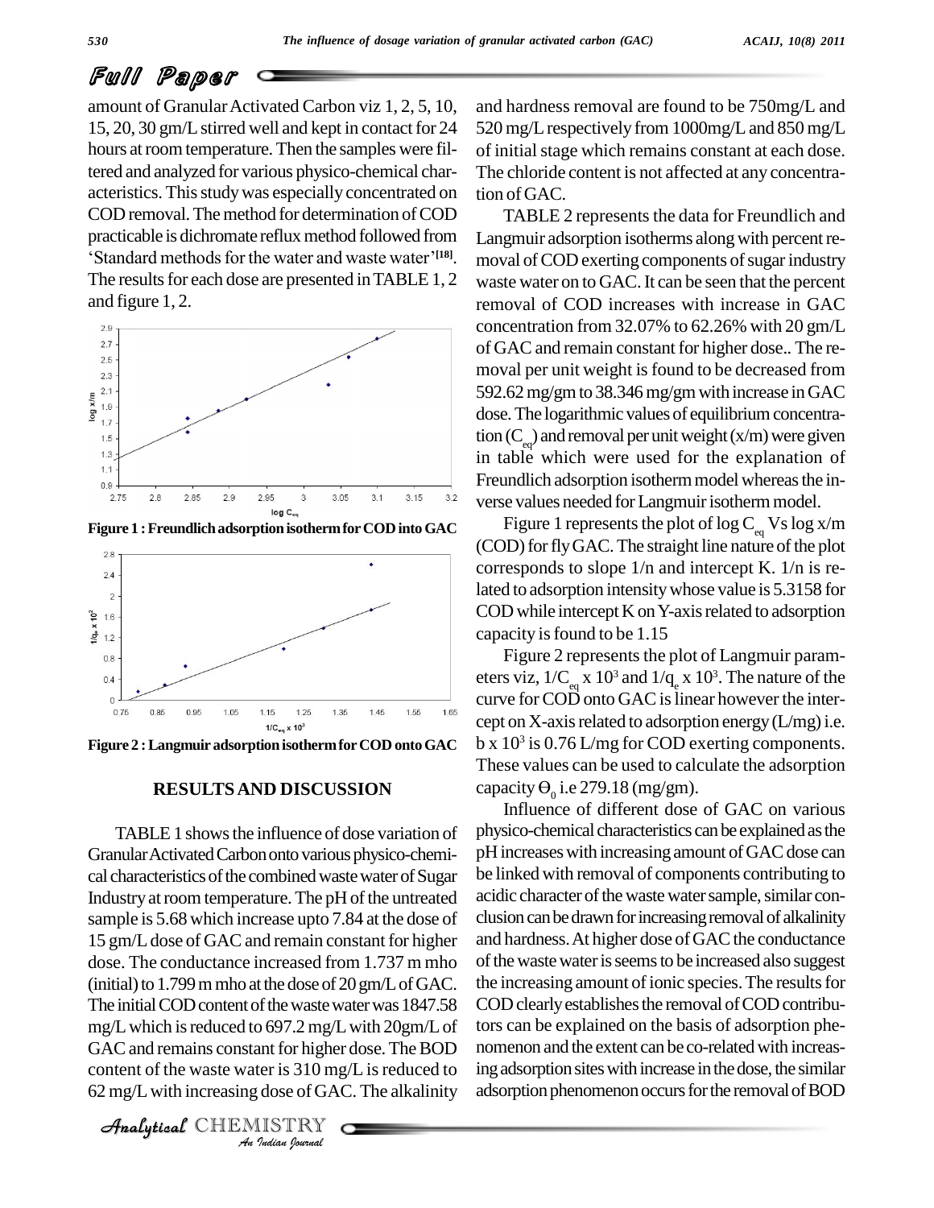amount of Granular Activated Carbon viz 1, 2, 5, 10, 15, 20, 30 gm/L stirred well and kept in contact for 24 hours at room temperature. Then the samples were filtered and analyzed for various physico-chemical characteristics. This study was especially concentrated on COD removal. The method for determination of COD practicable is dichromate reflux method followed from 'Standard methods for the water and waste water'[18]. The results for each dose are presented in TABLE 1, 2 and figure 1, 2.

**Figure 1 : Freundlich adsorption isotherm for COD into GAC**

**Figure 2 : Langmuir adsorption isotherm for COD onto GAC**

## RESULTS AND DISCUSSION

TABLE 1 shows the influence of dose variation of Granular Activated Carbon onto various physico-chemical characteristics of the combined waste water of Sugar Industry at room temperature. The pH of the untreated sample is 5.68 which increase upto 7.84 at the dose of 15 gm/L dose of GAC and remain constant for higher dose. The conductance increased from 1.737 m mho (initial) to 1.799 m mho at the dose of 20 gm/L of GAC. The initial COD content of the waste water was 1847.58 mg/L which is reduced to 697.2 mg/L with 20gm/L of GAC and remains constant for higher dose. The BOD content of the waste water is 310 mg/L is reduced to 62 mg/L with increasing dose of GAC. The alkalinity and hardness removal are found to be 750mg/L and 520 mg/L respectively from 1000mg/L and 850 mg/L of initial stage which remains constant at each dose. The chloride content is not affected at any concentration of GAC.

TABLE 2 represents the data for Freundlich and Langmuir adsorption isotherms along with percent removal of COD exerting components of sugar industry waste water on to GAC. It can be seen that the percent removal of COD increases with increase in GAC concentration from 32.07% to 62.26% with 20 gm/L of GAC and remain constant for higher dose.. The removal per unit weight is found to be decreased from 592.62 mg/gm to 38.346 mg/gm with increase in GAC dose. The logarithmic values of equilibrium concentration ($C_{eq}$) and removal per unit weight (x/m) were given in table which were used for the explanation of Freundlich adsorption isotherm model whereas the inverse values needed for Langmuir isotherm model.

Figure 1 represents the plot of log $C_{eq}$ Vs log x/m (COD) for fly GAC. The straight line nature of the plot corresponds to slope 1/n and intercept K. 1/n is related to adsorption intensity whose value is 5.3158 for COD while intercept K on Y-axis related to adsorption capacity is found to be 1.15

Figure 2 represents the plot of Langmuir parameters viz, $1/C_{eq} \times 10^3$ and $1/q_e \times 10^3$. The nature of the curve for COD onto GAC is linear however the intercept on X-axis related to adsorption energy (L/mg) i.e. $b \times 10^3$ is 0.76 L/mg for COD exerting components. These values can be used to calculate the adsorption capacity $\Theta_0$ i.e 279.18 (mg/gm).

Influence of different dose of GAC on various physico-chemical characteristics can be explained as the pH increases with increasing amount of GAC dose can be linked with removal of components contributing to acidic character of the waste water sample, similar conclusion can be drawn for increasing removal of alkalinity and hardness. At higher dose of GAC the conductance of the waste water is seems to be increased also suggest the increasing amount of ionic species. The results for COD clearly establishes the removal of COD contributors can be explained on the basis of adsorption phenomenon and the extent can be co-related with increasing adsorption sites with increase in the dose, the similar adsorption phenomenon occurs for the removal of BOD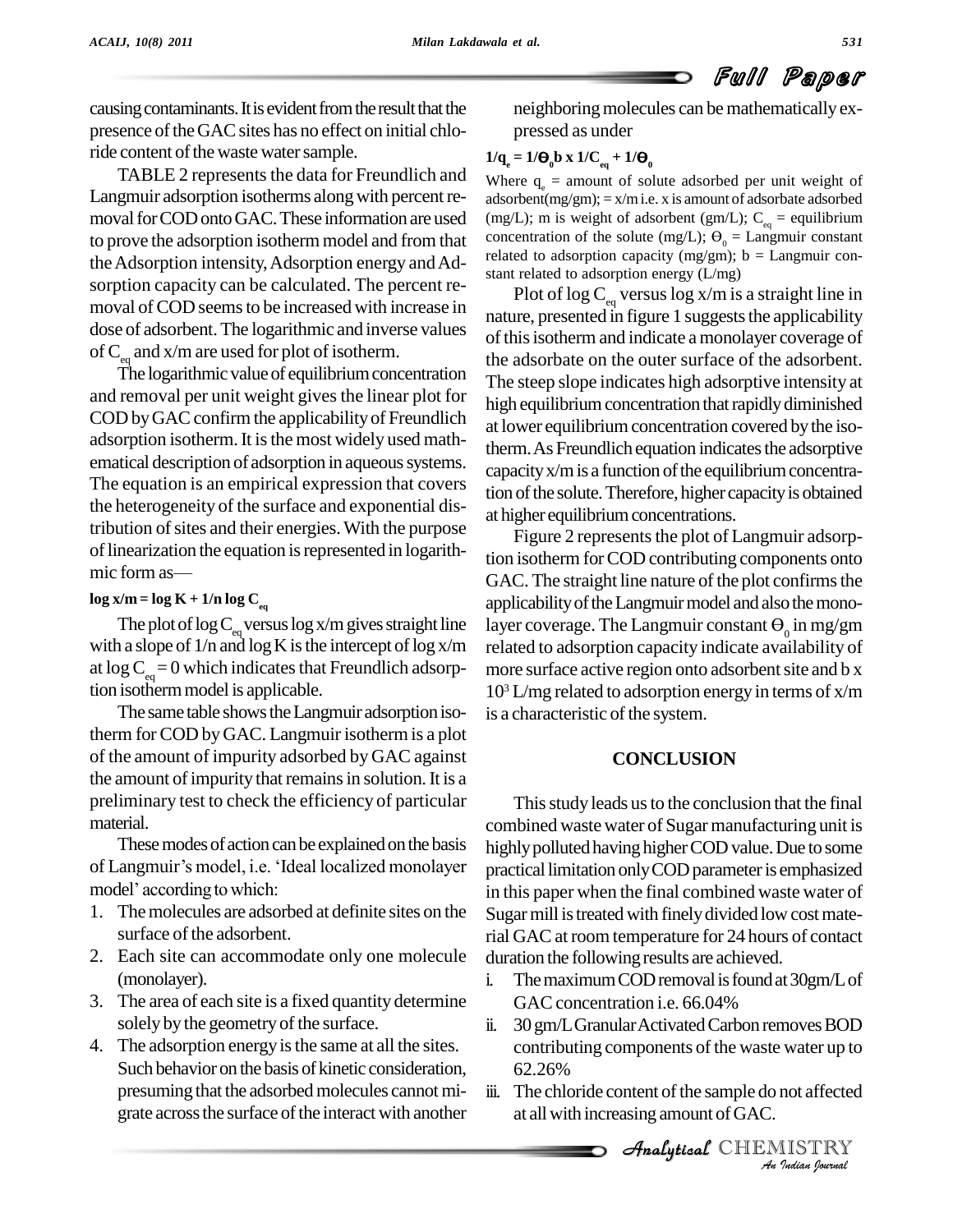causing contaminants. It is evident from the result that the presence of the GAC sites has no effect on initial chloride content of the waste water sample.

TABLE 2 represents the data for Freundlich and Langmuir adsorption isotherms along with percent removal for COD onto GAC. These information are used to prove the adsorption isotherm model and from that the Adsorption intensity, Adsorption energy and Adsorption capacity can be calculated. The percent removal of COD seems to be increased with increase in dose of adsorbent. The logarithmic and inverse values of $C_{eq}$ and x/m are used for plot of isotherm.

The logarithmic value of equilibrium concentration and removal per unit weight gives the linear plot for COD by GAC confirm the applicability of Freundlich adsorption isotherm. It is the most widely used mathematical description of adsorption in aqueous systems. The equation is an empirical expression that covers the heterogeneity of the surface and exponential distribution of sites and their energies. With the purpose of linearization the equation is represented in logarithmic form as—

$$\log x/m = \log K + 1/n \log C_{eq}$$

The plot of $\log C_{eq}$ versus $\log x/m$ gives straight line with a slope of 1/n and log K is the intercept of log x/m at $\log C_{eq} = 0$ which indicates that Freundlich adsorption isotherm model is applicable.

The same table shows the Langmuir adsorption isotherm for COD by GAC. Langmuir isotherm is a plot of the amount of impurity adsorbed by GAC against the amount of impurity that remains in solution. It is a preliminary test to check the efficiency of particular material.

These modes of action can be explained on the basis of Langmuir's model, i.e. 'Ideal localized monolayer model' according to which:

1. The molecules are adsorbed at definite sites on the surface of the adsorbent.
2. Each site can accommodate only one molecule (monolayer).
3. The area of each site is a fixed quantity determine solely by the geometry of the surface.
4. The adsorption energy is the same at all the sites. Such behavior on the basis of kinetic consideration, presuming that the adsorbed molecules cannot migrate across the surface of the interact with another neighboring molecules can be mathematically expressed as under

$$1/q_e = 1/\Theta_0 b \times 1/C_{eq} + 1/\Theta_0$$

Where $q_e$ = amount of solute adsorbed per unit weight of adsorbent(mg/gm); = x/m i.e. x is amount of adsorbate adsorbed (mg/L); m is weight of adsorbent (gm/L); $C_{eq}$ = equilibrium concentration of the solute (mg/L); $\Theta_0$ = Langmuir constant related to adsorption capacity (mg/gm); b = Langmuir constant related to adsorption energy (L/mg)

Plot of $\log C_{eq}$ versus $\log x/m$ is a straight line in nature, presented in figure 1 suggests the applicability of this isotherm and indicate a monolayer coverage of the adsorbate on the outer surface of the adsorbent. The steep slope indicates high adsorptive intensity at high equilibrium concentration that rapidly diminished at lower equilibrium concentration covered by the isotherm. As Freundlich equation indicates the adsorptive capacity x/m is a function of the equilibrium concentration of the solute. Therefore, higher capacity is obtained at higher equilibrium concentrations.

Figure 2 represents the plot of Langmuir adsorption isotherm for COD contributing components onto GAC. The straight line nature of the plot confirms the applicability of the Langmuir model and also the monolayer coverage. The Langmuir constant $\Theta_0$ in mg/gm related to adsorption capacity indicate availability of more surface active region onto adsorbent site and b x $10^3$ L/mg related to adsorption energy in terms of x/m is a characteristic of the system.

## CONCLUSION

This study leads us to the conclusion that the final combined waste water of Sugar manufacturing unit is highly polluted having higher COD value. Due to some practical limitation only COD parameter is emphasized in this paper when the final combined waste water of Sugar mill is treated with finely divided low cost material GAC at room temperature for 24 hours of contact duration the following results are achieved.

i. The maximum COD removal is found at 30gm/L of GAC concentration i.e. 66.04%
ii. 30 gm/L Granular Activated Carbon removes BOD contributing components of the waste water up to 62.26%
iii. The chloride content of the sample do not affected at all with increasing amount of GAC.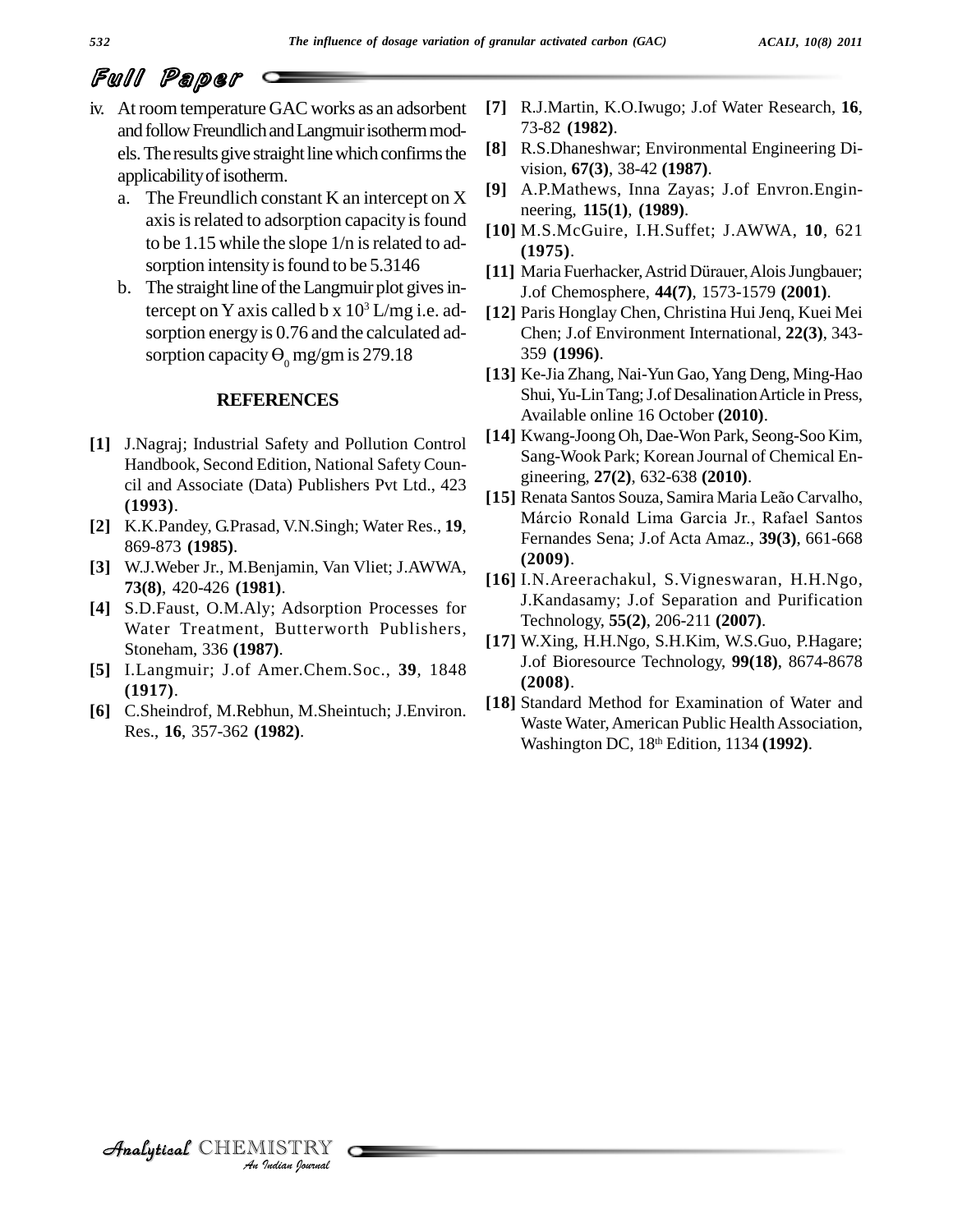iv. At room temperature GAC works as an adsorbent and follow Freundlich and Langmuir isotherm models. The results give straight line which confirms the applicability of isotherm.

   a. The Freundlich constant K an intercept on X axis is related to adsorption capacity is found to be 1.15 while the slope 1/n is related to adsorption intensity is found to be 5.3146

   b. The straight line of the Langmuir plot gives intercept on Y axis called b x $10^3$ L/mg i.e. adsorption energy is 0.76 and the calculated adsorption capacity $\Theta_0$ mg/gm is 279.18

## REFERENCES

**[1]** J.Nagraj; Industrial Safety and Pollution Control Handbook, Second Edition, National Safety Council and Associate (Data) Publishers Pvt Ltd., 423 **(1993)**.

**[2]** K.K.Pandey, G.Prasad, V.N.Singh; Water Res., **19**, 869-873 **(1985)**.

**[3]** W.J.Weber Jr., M.Benjamin, Van Vliet; J.AWWA, **73(8)**, 420-426 **(1981)**.

**[4]** S.D.Faust, O.M.Aly; Adsorption Processes for Water Treatment, Butterworth Publishers, Stoneham, 336 **(1987)**.

**[5]** I.Langmuir; J.of Amer.Chem.Soc., **39**, 1848 **(1917)**.

**[6]** C.Sheindrof, M.Rebhun, M.Sheintuch; J.Environ. Res., **16**, 357-362 **(1982)**.

**[7]** R.J.Martin, K.O.Iwugo; J.of Water Research, **16**, 73-82 **(1982)**.

**[8]** R.S.Dhaneshwar; Environmental Engineering Division, **67(3)**, 38-42 **(1987)**.

**[9]** A.P.Mathews, Inna Zayas; J.of Envron.Enginneering, **115(1)**, **(1989)**.

**[10]** M.S.McGuire, I.H.Suffet; J.AWWA, **10**, 621 **(1975)**.

**[11]** Maria Fuerhacker, Astrid Dürauer, Alois Jungbauer; J.of Chemosphere, **44(7)**, 1573-1579 **(2001)**.

**[12]** Paris Honglay Chen, Christina Hui Jenq, Kuei Mei Chen; J.of Environment International, **22(3)**, 343-359 **(1996)**.

**[13]** Ke-Jia Zhang, Nai-Yun Gao, Yang Deng, Ming-Hao Shui, Yu-Lin Tang; J.of Desalination Article in Press, Available online 16 October **(2010)**.

**[14]** Kwang-Joong Oh, Dae-Won Park, Seong-Soo Kim, Sang-Wook Park; Korean Journal of Chemical Engineering, **27(2)**, 632-638 **(2010)**.

**[15]** Renata Santos Souza, Samira Maria Leão Carvalho, Márcio Ronald Lima Garcia Jr., Rafael Santos Fernandes Sena; J.of Acta Amaz., **39(3)**, 661-668 **(2009)**.

**[16]** I.N.Areerachakul, S.Vigneswaran, H.H.Ngo, J.Kandasamy; J.of Separation and Purification Technology, **55(2)**, 206-211 **(2007)**.

**[17]** W.Xing, H.H.Ngo, S.H.Kim, W.S.Guo, P.Hagare; J.of Bioresource Technology, **99(18)**, 8674-8678 **(2008)**.

**[18]** Standard Method for Examination of Water and Waste Water, American Public Health Association, Washington DC, 18th Edition, 1134 **(1992)**.